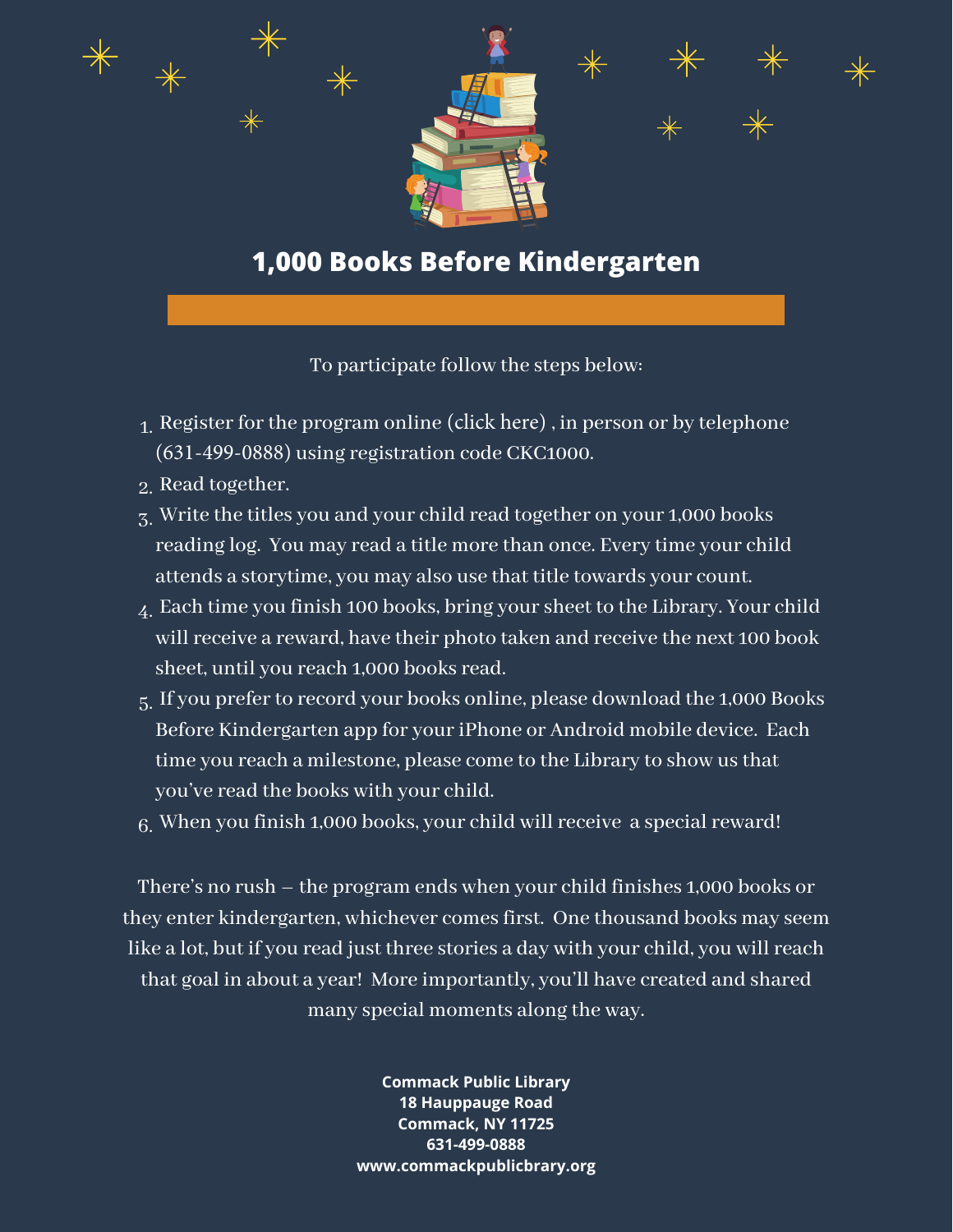# 1,000 Books Before Kindergarten

To participate follow the steps below:

1. Register for the program online (click here) , in person or by telephone (631-499-0888) using registration code CKC1000.
2. Read together.
3. Write the titles you and your child read together on your 1,000 books reading log. You may read a title more than once. Every time your child attends a storytime, you may also use that title towards your count.
4. Each time you finish 100 books, bring your sheet to the Library. Your child will receive a reward, have their photo taken and receive the next 100 book sheet, until you reach 1,000 books read.
5. If you prefer to record your books online, please download the 1,000 Books Before Kindergarten app for your iPhone or Android mobile device. Each time you reach a milestone, please come to the Library to show us that you've read the books with your child.
6. When you finish 1,000 books, your child will receive a special reward!

There's no rush – the program ends when your child finishes 1,000 books or they enter kindergarten, whichever comes first. One thousand books may seem like a lot, but if you read just three stories a day with your child, you will reach that goal in about a year! More importantly, you'll have created and shared many special moments along the way.

**Commack Public Library**
**18 Hauppauge Road**
**Commack, NY 11725**
**631-499-0888**
**www.commackpublicbrary.org**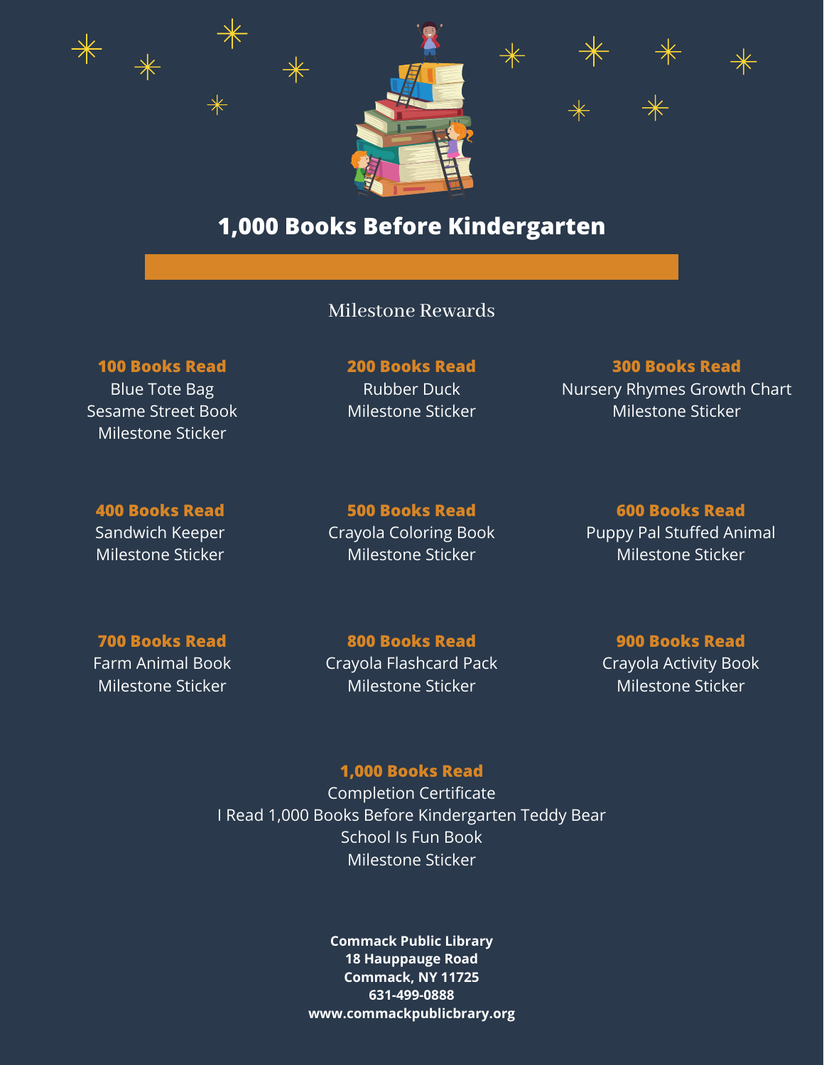# 1,000 Books Before Kindergarten

## Milestone Rewards

**100 Books Read**
Blue Tote Bag
Sesame Street Book
Milestone Sticker

**200 Books Read**
Rubber Duck
Milestone Sticker

**300 Books Read**
Nursery Rhymes Growth Chart
Milestone Sticker

**400 Books Read**
Sandwich Keeper
Milestone Sticker

**500 Books Read**
Crayola Coloring Book
Milestone Sticker

**600 Books Read**
Puppy Pal Stuffed Animal
Milestone Sticker

**700 Books Read**
Farm Animal Book
Milestone Sticker

**800 Books Read**
Crayola Flashcard Pack
Milestone Sticker

**900 Books Read**
Crayola Activity Book
Milestone Sticker

**1,000 Books Read**
Completion Certificate
I Read 1,000 Books Before Kindergarten Teddy Bear
School Is Fun Book
Milestone Sticker

**Commack Public Library**
**18 Hauppauge Road**
**Commack, NY 11725**
**631-499-0888**
**www.commackpublicbrary.org**